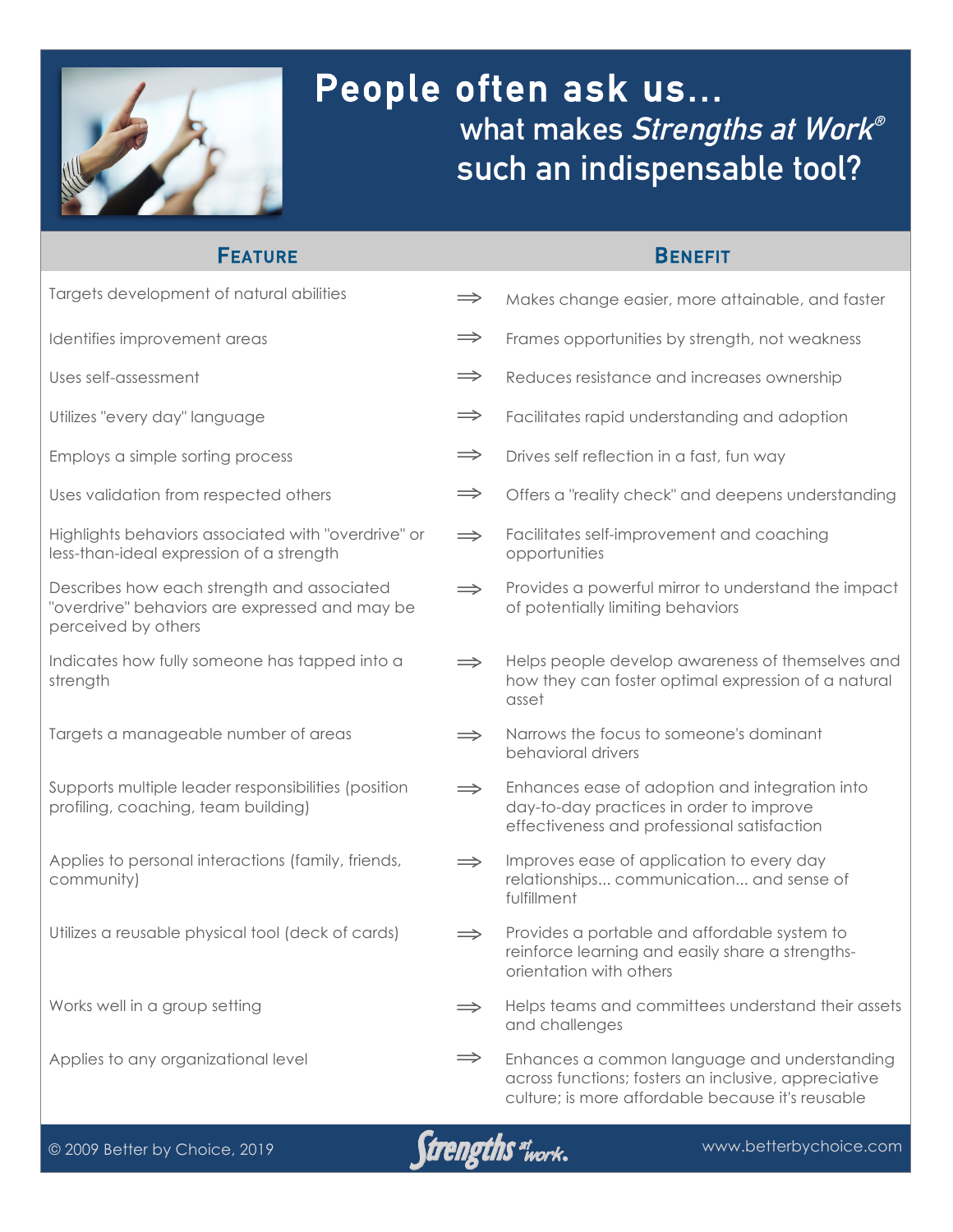# People often ask us...

## what makes *Strengths at Work*® such an indispensable tool?

| Feature | | Benefit |
|---|---|---|
| Targets development of natural abilities | ⇒ | Makes change easier, more attainable, and faster |
| Identifies improvement areas | ⇒ | Frames opportunities by strength, not weakness |
| Uses self-assessment | ⇒ | Reduces resistance and increases ownership |
| Utilizes "every day" language | ⇒ | Facilitates rapid understanding and adoption |
| Employs a simple sorting process | ⇒ | Drives self reflection in a fast, fun way |
| Uses validation from respected others | ⇒ | Offers a "reality check" and deepens understanding |
| Highlights behaviors associated with "overdrive" or less-than-ideal expression of a strength | ⇒ | Facilitates self-improvement and coaching opportunities |
| Describes how each strength and associated "overdrive" behaviors are expressed and may be perceived by others | ⇒ | Provides a powerful mirror to understand the impact of potentially limiting behaviors |
| Indicates how fully someone has tapped into a strength | ⇒ | Helps people develop awareness of themselves and how they can foster optimal expression of a natural asset |
| Targets a manageable number of areas | ⇒ | Narrows the focus to someone's dominant behavioral drivers |
| Supports multiple leader responsibilities (position profiling, coaching, team building) | ⇒ | Enhances ease of adoption and integration into day-to-day practices in order to improve effectiveness and professional satisfaction |
| Applies to personal interactions (family, friends, community) | ⇒ | Improves ease of application to every day relationships... communication... and sense of fulfillment |
| Utilizes a reusable physical tool (deck of cards) | ⇒ | Provides a portable and affordable system to reinforce learning and easily share a strengths-orientation with others |
| Works well in a group setting | ⇒ | Helps teams and committees understand their assets and challenges |
| Applies to any organizational level | ⇒ | Enhances a common language and understanding across functions; fosters an inclusive, appreciative culture; is more affordable because it's reusable |

© 2009 Better by Choice, 2019 — Strengths at work. — www.betterbychoice.com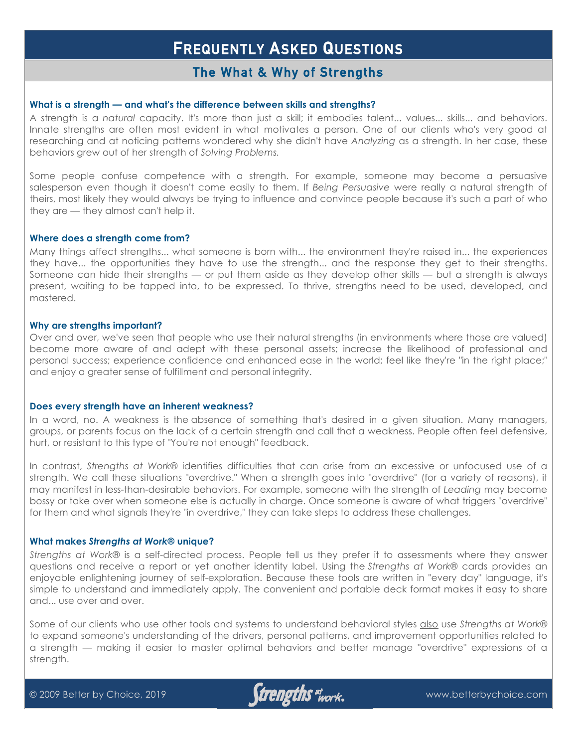# Frequently Asked Questions

## The What & Why of Strengths

**What is a strength — and what's the difference between skills and strengths?**

A strength is a *natural* capacity. It's more than just a skill; it embodies talent... values... skills... and behaviors. Innate strengths are often most evident in what motivates a person. One of our clients who's very good at researching and at noticing patterns wondered why she didn't have *Analyzing* as a strength. In her case, these behaviors grew out of her strength of *Solving Problems.*

Some people confuse competence with a strength. For example, someone may become a persuasive salesperson even though it doesn't come easily to them. If *Being Persuasive* were really a natural strength of theirs, most likely they would always be trying to influence and convince people because it's such a part of who they are — they almost can't help it.

**Where does a strength come from?**

Many things affect strengths... what someone is born with... the environment they're raised in... the experiences they have... the opportunities they have to use the strength... and the response they get to their strengths. Someone can hide their strengths — or put them aside as they develop other skills — but a strength is always present, waiting to be tapped into, to be expressed. To thrive, strengths need to be used, developed, and mastered.

**Why are strengths important?**

Over and over, we've seen that people who use their natural strengths (in environments where those are valued) become more aware of and adept with these personal assets; increase the likelihood of professional and personal success; experience confidence and enhanced ease in the world; feel like they're "in the right place;" and enjoy a greater sense of fulfillment and personal integrity.

**Does every strength have an inherent weakness?**

In a word, no. A weakness is the absence of something that's desired in a given situation. Many managers, groups, or parents focus on the lack of a certain strength and call that a weakness. People often feel defensive, hurt, or resistant to this type of "You're not enough" feedback.

In contrast, *Strengths at Work®* identifies difficulties that can arise from an excessive or unfocused use of a strength. We call these situations "overdrive." When a strength goes into "overdrive" (for a variety of reasons), it may manifest in less-than-desirable behaviors. For example, someone with the strength of *Leading* may become bossy or take over when someone else is actually in charge. Once someone is aware of what triggers "overdrive" for them and what signals they're "in overdrive," they can take steps to address these challenges.

**What makes *Strengths at Work®* unique?**

*Strengths at Work®* is a self-directed process. People tell us they prefer it to assessments where they answer questions and receive a report or yet another identity label. Using the *Strengths at Work®* cards provides an enjoyable enlightening journey of self-exploration. Because these tools are written in "every day" language, it's simple to understand and immediately apply. The convenient and portable deck format makes it easy to share and... use over and over.

Some of our clients who use other tools and systems to understand behavioral styles <u>also</u> use *Strengths at Work®* to expand someone's understanding of the drivers, personal patterns, and improvement opportunities related to a strength — making it easier to master optimal behaviors and better manage "overdrive" expressions of a strength.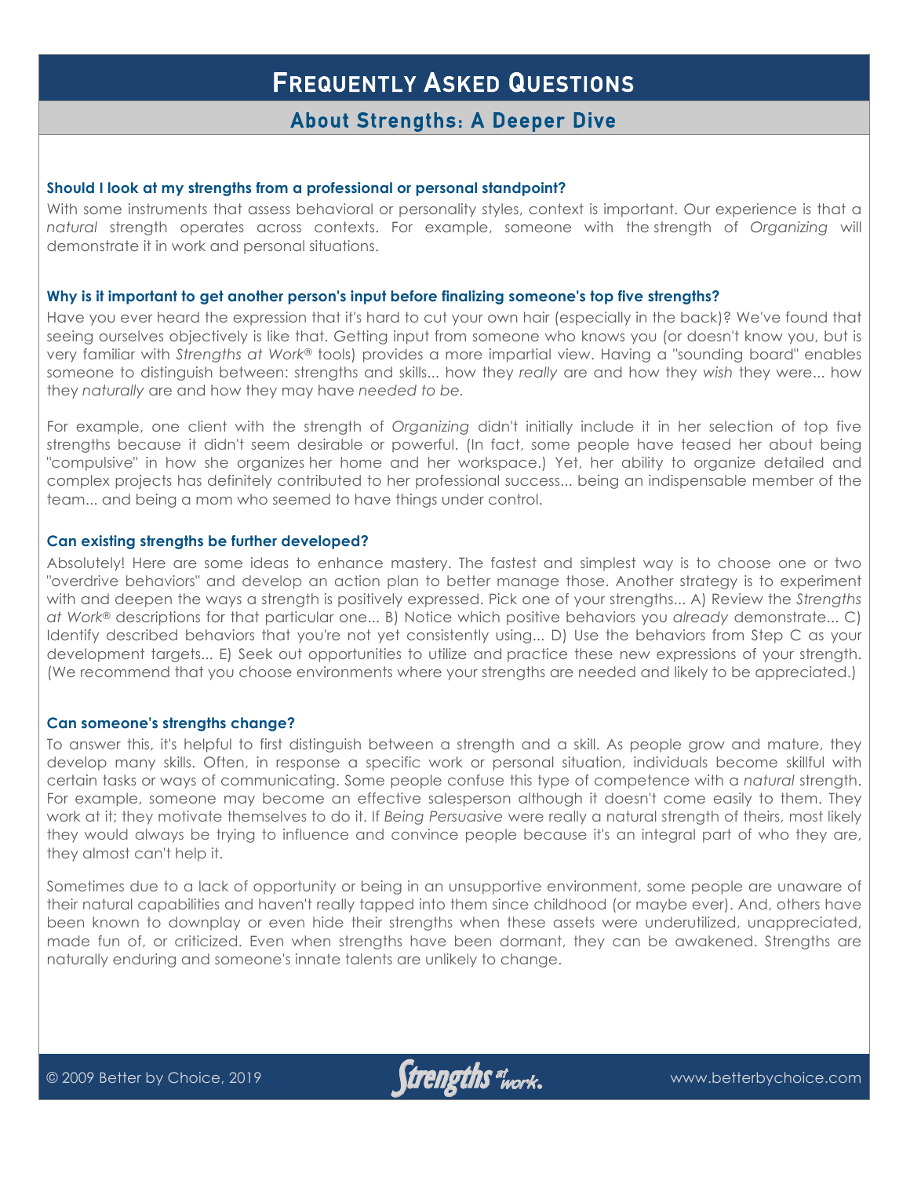# Frequently Asked Questions

## About Strengths: A Deeper Dive

**Should I look at my strengths from a professional or personal standpoint?**

With some instruments that assess behavioral or personality styles, context is important. Our experience is that a *natural* strength operates across contexts. For example, someone with the strength of *Organizing* will demonstrate it in work and personal situations.

**Why is it important to get another person's input before finalizing someone's top five strengths?**

Have you ever heard the expression that it's hard to cut your own hair (especially in the back)? We've found that seeing ourselves objectively is like that. Getting input from someone who knows you (or doesn't know you, but is very familiar with *Strengths at Work*® tools) provides a more impartial view. Having a "sounding board" enables someone to distinguish between: strengths and skills... how they *really* are and how they *wish* they were... how they *naturally* are and how they may have *needed to be.*

For example, one client with the strength of *Organizing* didn't initially include it in her selection of top five strengths because it didn't seem desirable or powerful. (In fact, some people have teased her about being "compulsive" in how she organizes her home and her workspace.) Yet, her ability to organize detailed and complex projects has definitely contributed to her professional success... being an indispensable member of the team... and being a mom who seemed to have things under control.

**Can existing strengths be further developed?**

Absolutely! Here are some ideas to enhance mastery. The fastest and simplest way is to choose one or two "overdrive behaviors" and develop an action plan to better manage those. Another strategy is to experiment with and deepen the ways a strength is positively expressed. Pick one of your strengths... A) Review the *Strengths at Work*® descriptions for that particular one... B) Notice which positive behaviors you *already* demonstrate... C) Identify described behaviors that you're not yet consistently using... D) Use the behaviors from Step C as your development targets... E) Seek out opportunities to utilize and practice these new expressions of your strength. (We recommend that you choose environments where your strengths are needed and likely to be appreciated.)

**Can someone's strengths change?**

To answer this, it's helpful to first distinguish between a strength and a skill. As people grow and mature, they develop many skills. Often, in response a specific work or personal situation, individuals become skillful with certain tasks or ways of communicating. Some people confuse this type of competence with a *natural* strength. For example, someone may become an effective salesperson although it doesn't come easily to them. They work at it; they motivate themselves to do it. If *Being Persuasive* were really a natural strength of theirs, most likely they would always be trying to influence and convince people because it's an integral part of who they are, they almost can't help it.

Sometimes due to a lack of opportunity or being in an unsupportive environment, some people are unaware of their natural capabilities and haven't really tapped into them since childhood (or maybe ever). And, others have been known to downplay or even hide their strengths when these assets were underutilized, unappreciated, made fun of, or criticized. Even when strengths have been dormant, they can be awakened. Strengths are naturally enduring and someone's innate talents are unlikely to change.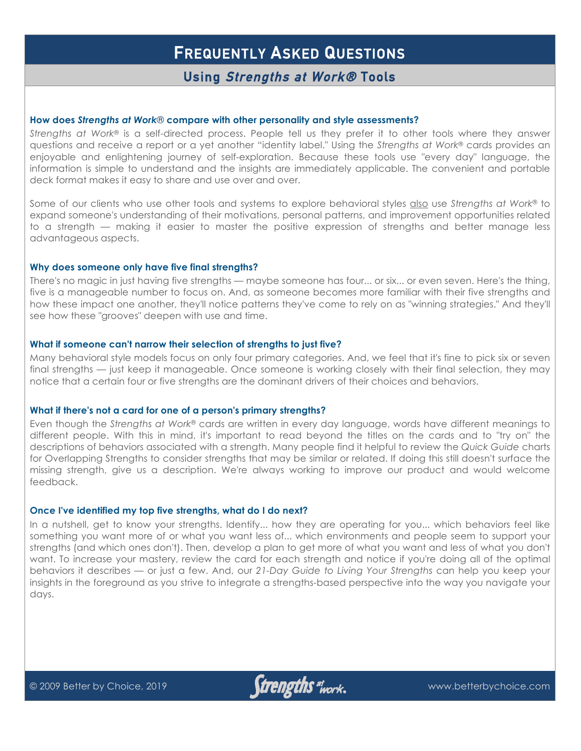# Frequently Asked Questions

## Using *Strengths at Work®* Tools

**How does *Strengths at Work®* compare with other personality and style assessments?**

*Strengths at Work®* is a self-directed process. People tell us they prefer it to other tools where they answer questions and receive a report or a yet another "identity label." Using the *Strengths at Work®* cards provides an enjoyable and enlightening journey of self-exploration. Because these tools use "every day" language, the information is simple to understand and the insights are immediately applicable. The convenient and portable deck format makes it easy to share and use over and over.

Some of our clients who use other tools and systems to explore behavioral styles <u>also</u> use *Strengths at Work®* to expand someone's understanding of their motivations, personal patterns, and improvement opportunities related to a strength — making it easier to master the positive expression of strengths and better manage less advantageous aspects.

**Why does someone only have five final strengths?**

There's no magic in just having five strengths — maybe someone has four... or six... or even seven. Here's the thing, five is a manageable number to focus on. And, as someone becomes more familiar with their five strengths and how these impact one another, they'll notice patterns they've come to rely on as "winning strategies." And they'll see how these "grooves" deepen with use and time.

**What if someone can't narrow their selection of strengths to just five?**

Many behavioral style models focus on only four primary categories. And, we feel that it's fine to pick six or seven final strengths — just keep it manageable. Once someone is working closely with their final selection, they may notice that a certain four or five strengths are the dominant drivers of their choices and behaviors.

**What if there's not a card for one of a person's primary strengths?**

Even though the *Strengths at Work®* cards are written in every day language, words have different meanings to different people. With this in mind, it's important to read beyond the titles on the cards and to "try on" the descriptions of behaviors associated with a strength. Many people find it helpful to review the *Quick Guide* charts for Overlapping Strengths to consider strengths that may be similar or related. If doing this still doesn't surface the missing strength, give us a description. We're always working to improve our product and would welcome feedback.

**Once I've identified my top five strengths, what do I do next?**

In a nutshell, get to know your strengths. Identify... how they are operating for you... which behaviors feel like something you want more of or what you want less of... which environments and people seem to support your strengths (and which ones don't). Then, develop a plan to get more of what you want and less of what you don't want. To increase your mastery, review the card for each strength and notice if you're doing all of the optimal behaviors it describes — or just a few. And, our *21-Day Guide to Living Your Strengths* can help you keep your insights in the foreground as you strive to integrate a strengths-based perspective into the way you navigate your days.

© 2009 Better by Choice, 2019 | Strengths at work. | www.betterbychoice.com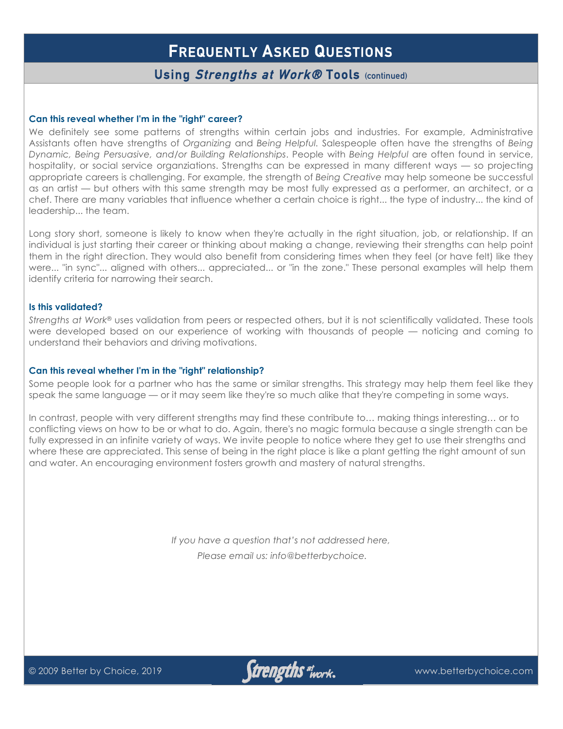# Frequently Asked Questions

## Using *Strengths at Work®* Tools (continued)

**Can this reveal whether I'm in the "right" career?**

We definitely see some patterns of strengths within certain jobs and industries. For example, Administrative Assistants often have strengths of *Organizing* and *Being Helpful.* Salespeople often have the strengths of *Being Dynamic, Being Persuasive, and/or Building Relationships*. People with *Being Helpful* are often found in service, hospitality, or social service organziations. Strengths can be expressed in many different ways — so projecting appropriate careers is challenging. For example, the strength of *Being Creative* may help someone be successful as an artist — but others with this same strength may be most fully expressed as a performer, an architect, or a chef. There are many variables that influence whether a certain choice is right... the type of industry... the kind of leadership... the team.

Long story short, someone is likely to know when they're actually in the right situation, job, or relationship. If an individual is just starting their career or thinking about making a change, reviewing their strengths can help point them in the right direction. They would also benefit from considering times when they feel (or have felt) like they were... "in sync"... aligned with others... appreciated... or "in the zone." These personal examples will help them identify criteria for narrowing their search.

**Is this validated?**

*Strengths at Work®* uses validation from peers or respected others, but it is not scientifically validated. These tools were developed based on our experience of working with thousands of people — noticing and coming to understand their behaviors and driving motivations.

**Can this reveal whether I'm in the "right" relationship?**

Some people look for a partner who has the same or similar strengths. This strategy may help them feel like they speak the same language — or it may seem like they're so much alike that they're competing in some ways.

In contrast, people with very different strengths may find these contribute to… making things interesting… or to conflicting views on how to be or what to do. Again, there's no magic formula because a single strength can be fully expressed in an infinite variety of ways. We invite people to notice where they get to use their strengths and where these are appreciated. This sense of being in the right place is like a plant getting the right amount of sun and water. An encouraging environment fosters growth and mastery of natural strengths.

*If you have a question that's not addressed here,*
*Please email us: info@betterbychoice.*

© 2009 Better by Choice, 2019 — Strengths at work. — www.betterbychoice.com